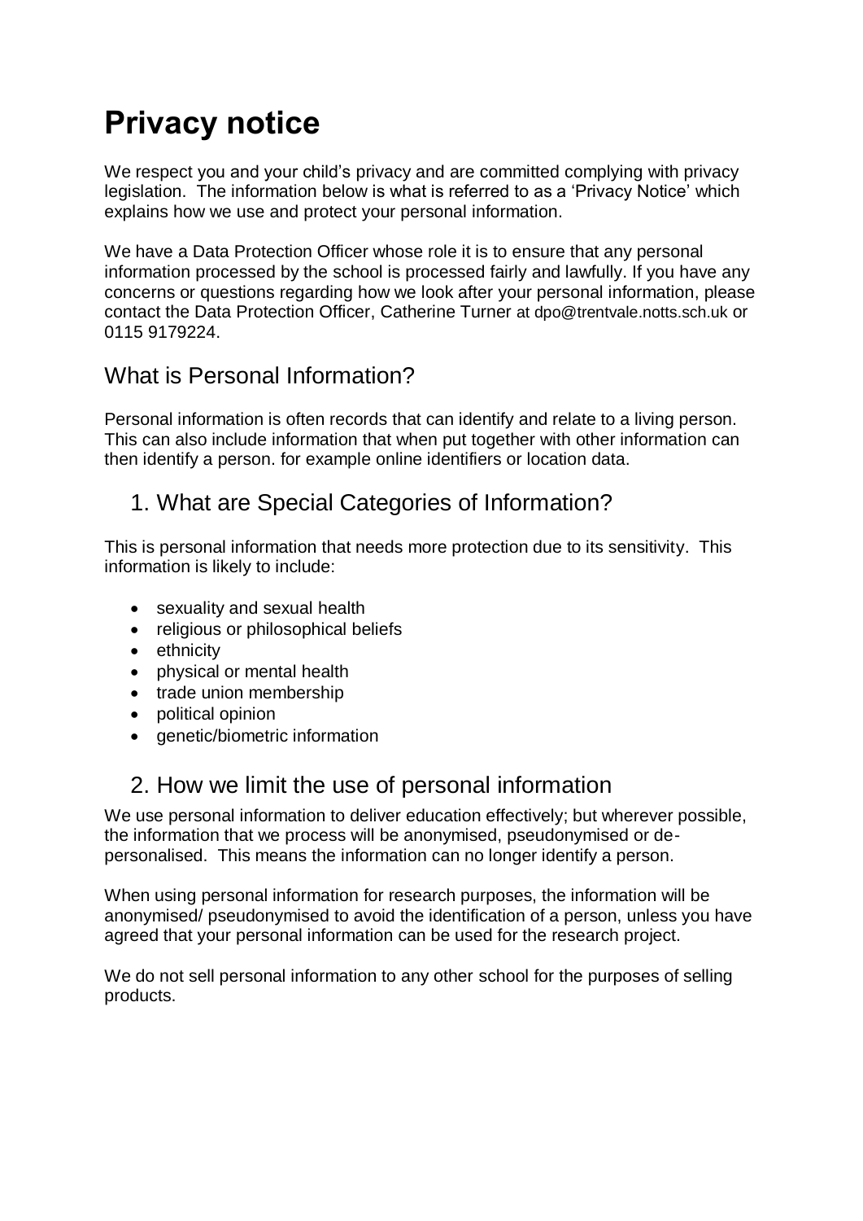# Privacy notice

We respect you and your child's privacy and are committed complying with privacy legislation. The information below is what is referred to as a 'Privacy Notice' which explains how we use and protect your personal information.

We have a Data Protection Officer whose role it is to ensure that any personal information processed by the school is processed fairly and lawfully. If you have any concerns or questions regarding how we look after your personal information, please contact the Data Protection Officer, Catherine Turner at dpo@trentvale.notts.sch.uk or 0115 9179224.

## What is Personal Information?

Personal information is often records that can identify and relate to a living person. This can also include information that when put together with other information can then identify a person. for example online identifiers or location data.

## 1. What are Special Categories of Information?

This is personal information that needs more protection due to its sensitivity. This information is likely to include:

- sexuality and sexual health
- religious or philosophical beliefs
- ethnicity
- physical or mental health
- trade union membership
- political opinion
- genetic/biometric information

## 2. How we limit the use of personal information

We use personal information to deliver education effectively; but wherever possible, the information that we process will be anonymised, pseudonymised or de-personalised. This means the information can no longer identify a person.

When using personal information for research purposes, the information will be anonymised/ pseudonymised to avoid the identification of a person, unless you have agreed that your personal information can be used for the research project.

We do not sell personal information to any other school for the purposes of selling products.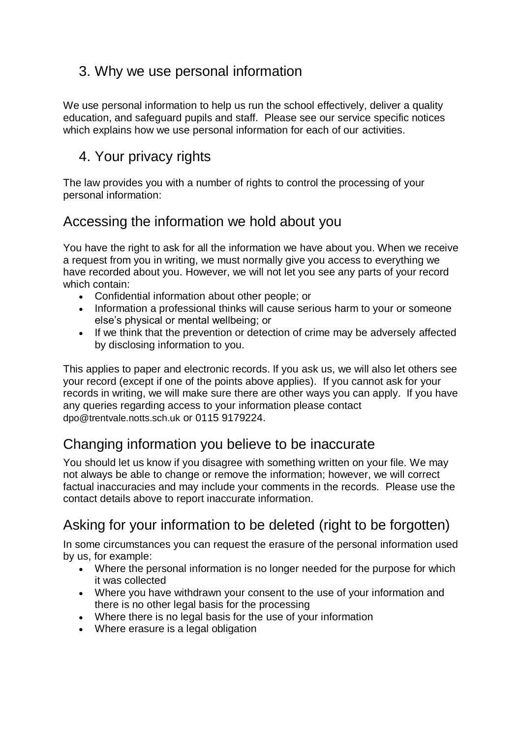## 3. Why we use personal information

We use personal information to help us run the school effectively, deliver a quality education, and safeguard pupils and staff. Please see our service specific notices which explains how we use personal information for each of our activities.

## 4. Your privacy rights

The law provides you with a number of rights to control the processing of your personal information:

### Accessing the information we hold about you

You have the right to ask for all the information we have about you. When we receive a request from you in writing, we must normally give you access to everything we have recorded about you. However, we will not let you see any parts of your record which contain:

- Confidential information about other people; or
- Information a professional thinks will cause serious harm to your or someone else's physical or mental wellbeing; or
- If we think that the prevention or detection of crime may be adversely affected by disclosing information to you.

This applies to paper and electronic records. If you ask us, we will also let others see your record (except if one of the points above applies). If you cannot ask for your records in writing, we will make sure there are other ways you can apply. If you have any queries regarding access to your information please contact dpo@trentvale.notts.sch.uk or 0115 9179224.

### Changing information you believe to be inaccurate

You should let us know if you disagree with something written on your file. We may not always be able to change or remove the information; however, we will correct factual inaccuracies and may include your comments in the records. Please use the contact details above to report inaccurate information.

### Asking for your information to be deleted (right to be forgotten)

In some circumstances you can request the erasure of the personal information used by us, for example:

- Where the personal information is no longer needed for the purpose for which it was collected
- Where you have withdrawn your consent to the use of your information and there is no other legal basis for the processing
- Where there is no legal basis for the use of your information
- Where erasure is a legal obligation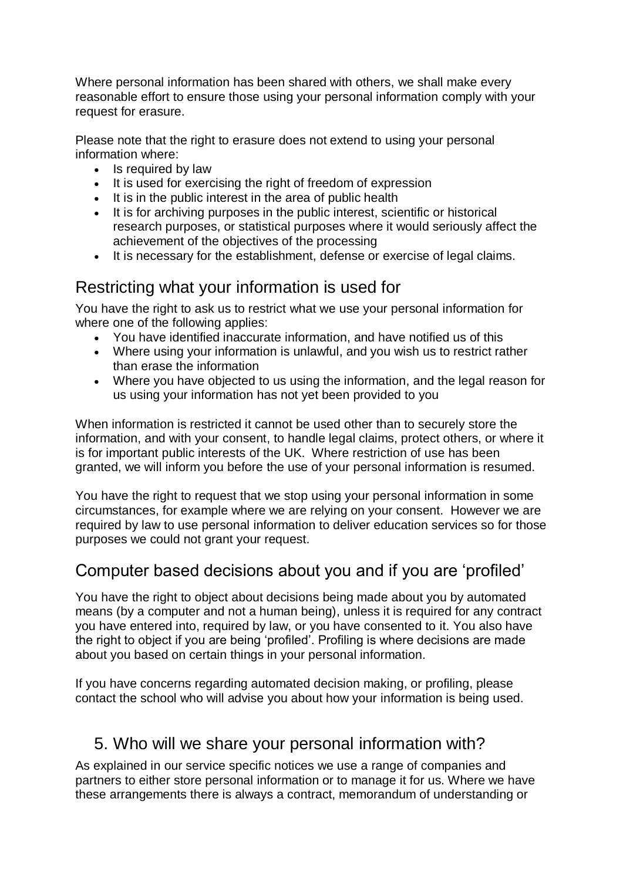Where personal information has been shared with others, we shall make every reasonable effort to ensure those using your personal information comply with your request for erasure.

Please note that the right to erasure does not extend to using your personal information where:

- Is required by law
- It is used for exercising the right of freedom of expression
- It is in the public interest in the area of public health
- It is for archiving purposes in the public interest, scientific or historical research purposes, or statistical purposes where it would seriously affect the achievement of the objectives of the processing
- It is necessary for the establishment, defense or exercise of legal claims.

## Restricting what your information is used for

You have the right to ask us to restrict what we use your personal information for where one of the following applies:

- You have identified inaccurate information, and have notified us of this
- Where using your information is unlawful, and you wish us to restrict rather than erase the information
- Where you have objected to us using the information, and the legal reason for us using your information has not yet been provided to you

When information is restricted it cannot be used other than to securely store the information, and with your consent, to handle legal claims, protect others, or where it is for important public interests of the UK. Where restriction of use has been granted, we will inform you before the use of your personal information is resumed.

You have the right to request that we stop using your personal information in some circumstances, for example where we are relying on your consent. However we are required by law to use personal information to deliver education services so for those purposes we could not grant your request.

## Computer based decisions about you and if you are 'profiled'

You have the right to object about decisions being made about you by automated means (by a computer and not a human being), unless it is required for any contract you have entered into, required by law, or you have consented to it. You also have the right to object if you are being 'profiled'. Profiling is where decisions are made about you based on certain things in your personal information.

If you have concerns regarding automated decision making, or profiling, please contact the school who will advise you about how your information is being used.

## 5. Who will we share your personal information with?

As explained in our service specific notices we use a range of companies and partners to either store personal information or to manage it for us. Where we have these arrangements there is always a contract, memorandum of understanding or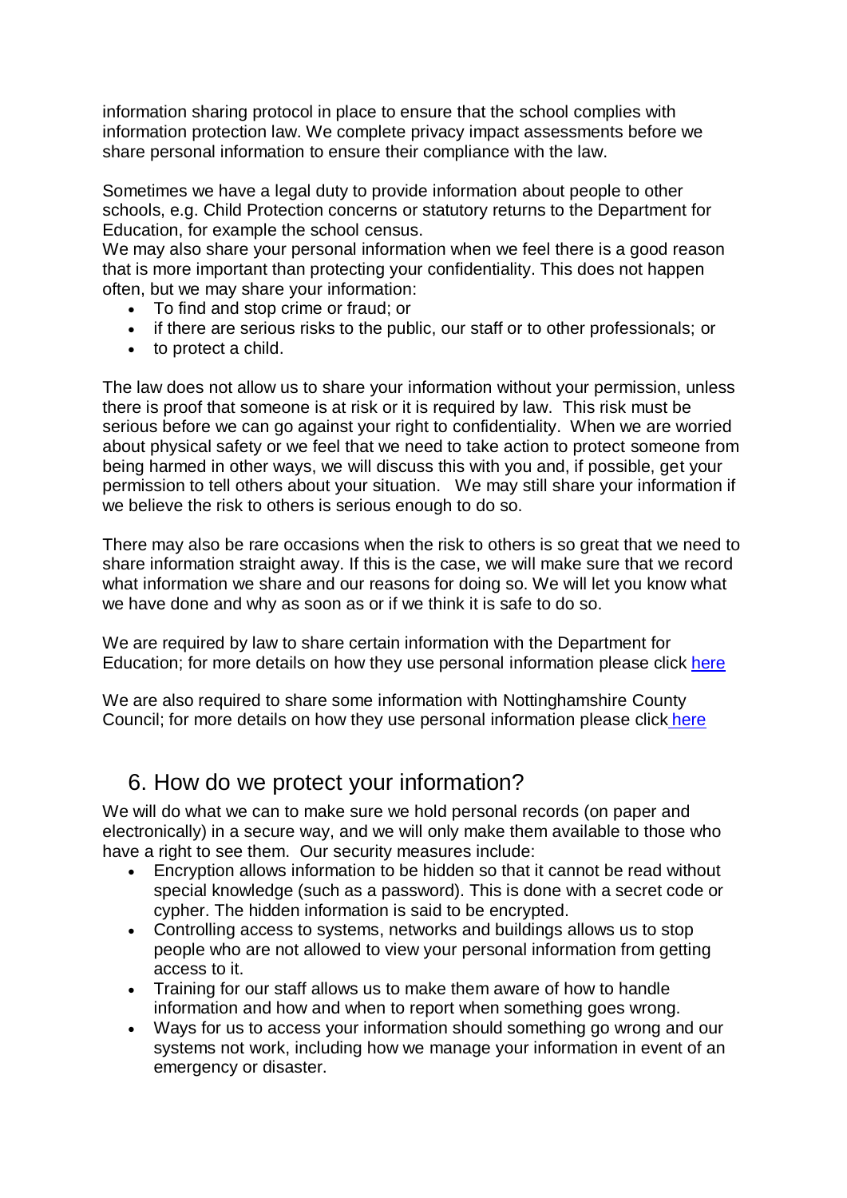information sharing protocol in place to ensure that the school complies with information protection law. We complete privacy impact assessments before we share personal information to ensure their compliance with the law.

Sometimes we have a legal duty to provide information about people to other schools, e.g. Child Protection concerns or statutory returns to the Department for Education, for example the school census.
We may also share your personal information when we feel there is a good reason that is more important than protecting your confidentiality. This does not happen often, but we may share your information:

- To find and stop crime or fraud; or
- if there are serious risks to the public, our staff or to other professionals; or
- to protect a child.

The law does not allow us to share your information without your permission, unless there is proof that someone is at risk or it is required by law. This risk must be serious before we can go against your right to confidentiality. When we are worried about physical safety or we feel that we need to take action to protect someone from being harmed in other ways, we will discuss this with you and, if possible, get your permission to tell others about your situation. We may still share your information if we believe the risk to others is serious enough to do so.

There may also be rare occasions when the risk to others is so great that we need to share information straight away. If this is the case, we will make sure that we record what information we share and our reasons for doing so. We will let you know what we have done and why as soon as or if we think it is safe to do so.

We are required by law to share certain information with the Department for Education; for more details on how they use personal information please click here

We are also required to share some information with Nottinghamshire County Council; for more details on how they use personal information please click here

## 6. How do we protect your information?

We will do what we can to make sure we hold personal records (on paper and electronically) in a secure way, and we will only make them available to those who have a right to see them. Our security measures include:

- Encryption allows information to be hidden so that it cannot be read without special knowledge (such as a password). This is done with a secret code or cypher. The hidden information is said to be encrypted.
- Controlling access to systems, networks and buildings allows us to stop people who are not allowed to view your personal information from getting access to it.
- Training for our staff allows us to make them aware of how to handle information and how and when to report when something goes wrong.
- Ways for us to access your information should something go wrong and our systems not work, including how we manage your information in event of an emergency or disaster.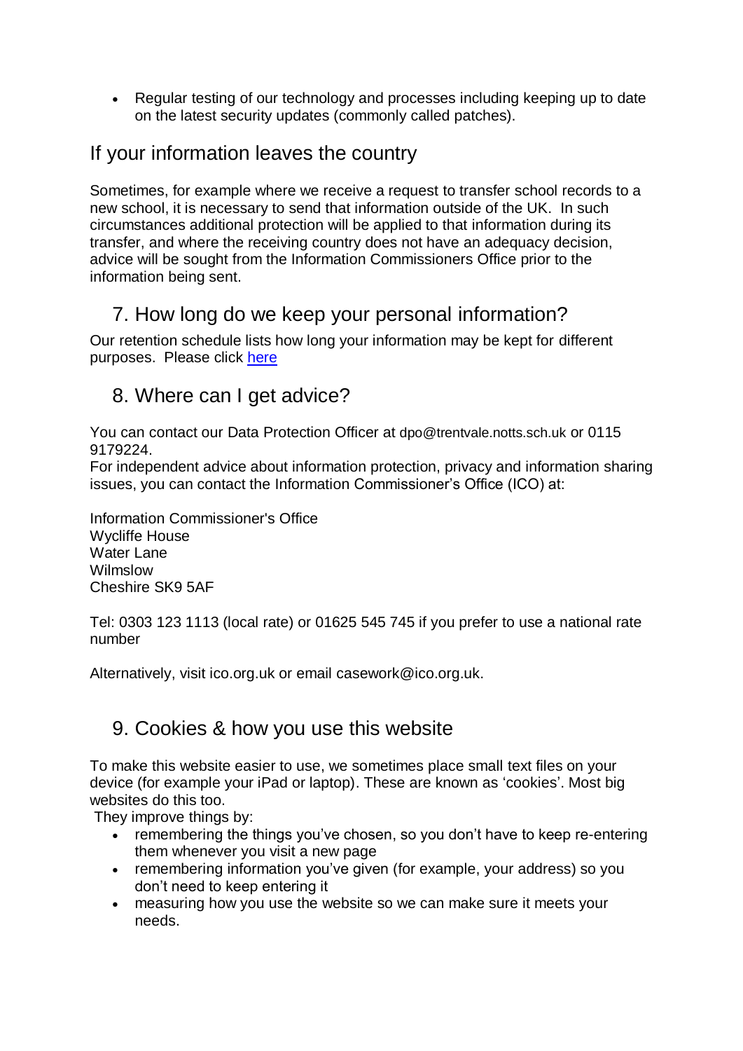- Regular testing of our technology and processes including keeping up to date on the latest security updates (commonly called patches).

## If your information leaves the country

Sometimes, for example where we receive a request to transfer school records to a new school, it is necessary to send that information outside of the UK. In such circumstances additional protection will be applied to that information during its transfer, and where the receiving country does not have an adequacy decision, advice will be sought from the Information Commissioners Office prior to the information being sent.

## 7. How long do we keep your personal information?

Our retention schedule lists how long your information may be kept for different purposes. Please click here

## 8. Where can I get advice?

You can contact our Data Protection Officer at dpo@trentvale.notts.sch.uk or 0115 9179224.
For independent advice about information protection, privacy and information sharing issues, you can contact the Information Commissioner's Office (ICO) at:

Information Commissioner's Office
Wycliffe House
Water Lane
Wilmslow
Cheshire SK9 5AF

Tel: 0303 123 1113 (local rate) or 01625 545 745 if you prefer to use a national rate number

Alternatively, visit ico.org.uk or email casework@ico.org.uk.

## 9. Cookies & how you use this website

To make this website easier to use, we sometimes place small text files on your device (for example your iPad or laptop). These are known as 'cookies'. Most big websites do this too.
They improve things by:

- remembering the things you've chosen, so you don't have to keep re-entering them whenever you visit a new page
- remembering information you've given (for example, your address) so you don't need to keep entering it
- measuring how you use the website so we can make sure it meets your needs.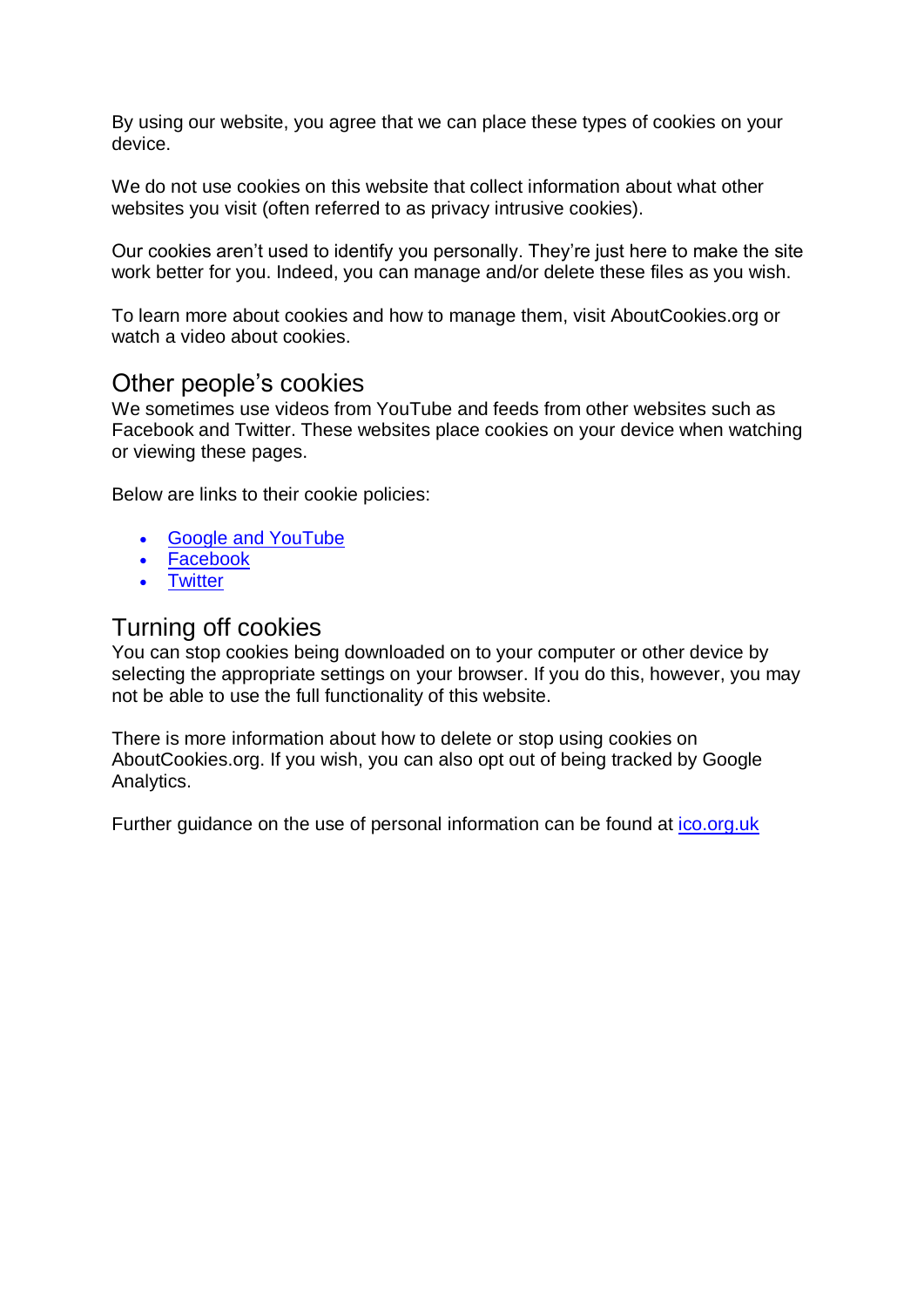By using our website, you agree that we can place these types of cookies on your device.

We do not use cookies on this website that collect information about what other websites you visit (often referred to as privacy intrusive cookies).

Our cookies aren't used to identify you personally. They're just here to make the site work better for you. Indeed, you can manage and/or delete these files as you wish.

To learn more about cookies and how to manage them, visit AboutCookies.org or watch a video about cookies.

## Other people's cookies

We sometimes use videos from YouTube and feeds from other websites such as Facebook and Twitter. These websites place cookies on your device when watching or viewing these pages.

Below are links to their cookie policies:

- Google and YouTube
- Facebook
- Twitter

## Turning off cookies

You can stop cookies being downloaded on to your computer or other device by selecting the appropriate settings on your browser. If you do this, however, you may not be able to use the full functionality of this website.

There is more information about how to delete or stop using cookies on AboutCookies.org. If you wish, you can also opt out of being tracked by Google Analytics.

Further guidance on the use of personal information can be found at ico.org.uk